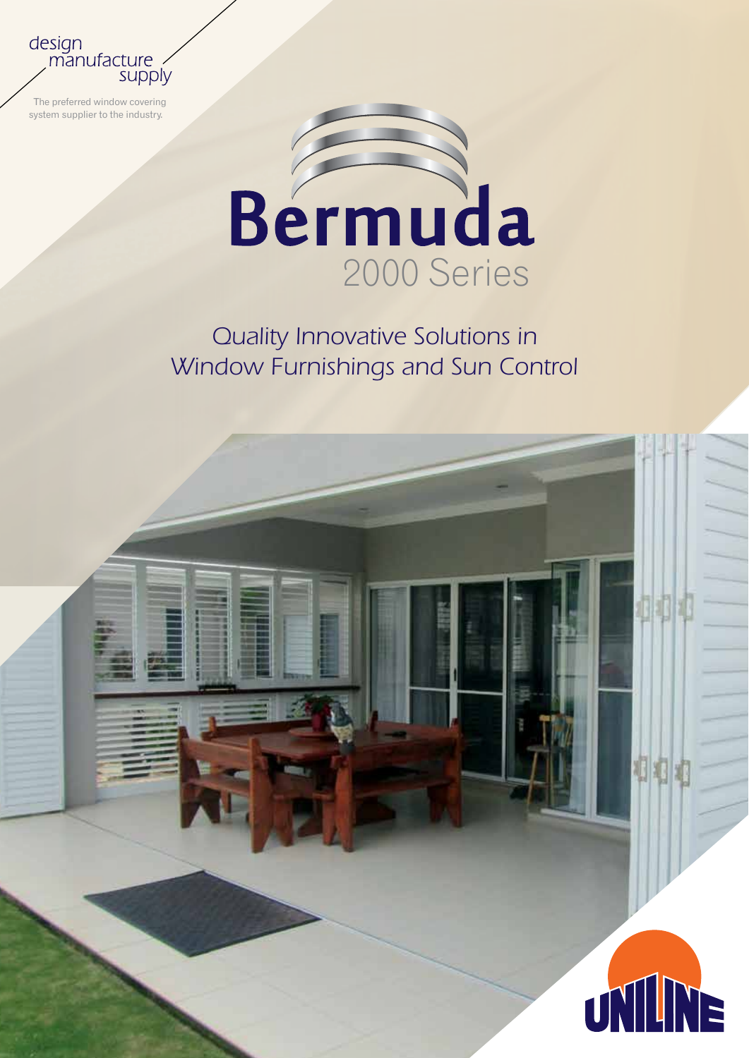design
manufacture
supply

The preferred window covering system supplier to the industry.

# Bermuda

## 2000 Series

*Quality Innovative Solutions in Window Furnishings and Sun Control*

UNILINE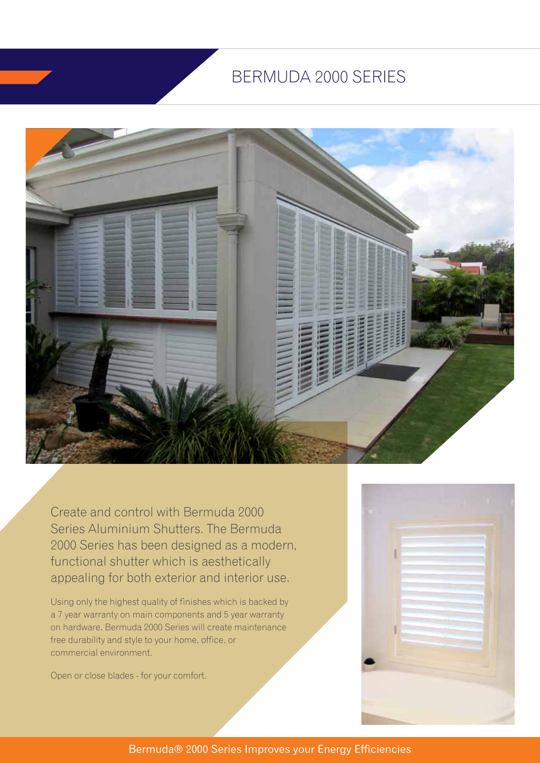# BERMUDA 2000 SERIES

Create and control with Bermuda 2000 Series Aluminium Shutters. The Bermuda 2000 Series has been designed as a modern, functional shutter which is aesthetically appealing for both exterior and interior use.

Using only the highest quality of finishes which is backed by a 7 year warranty on main components and 5 year warranty on hardware. Bermuda 2000 Series will create maintenance free durability and style to your home, office, or commercial environment.

Open or close blades - for your comfort.

Bermuda® 2000 Series Improves your Energy Efficiencies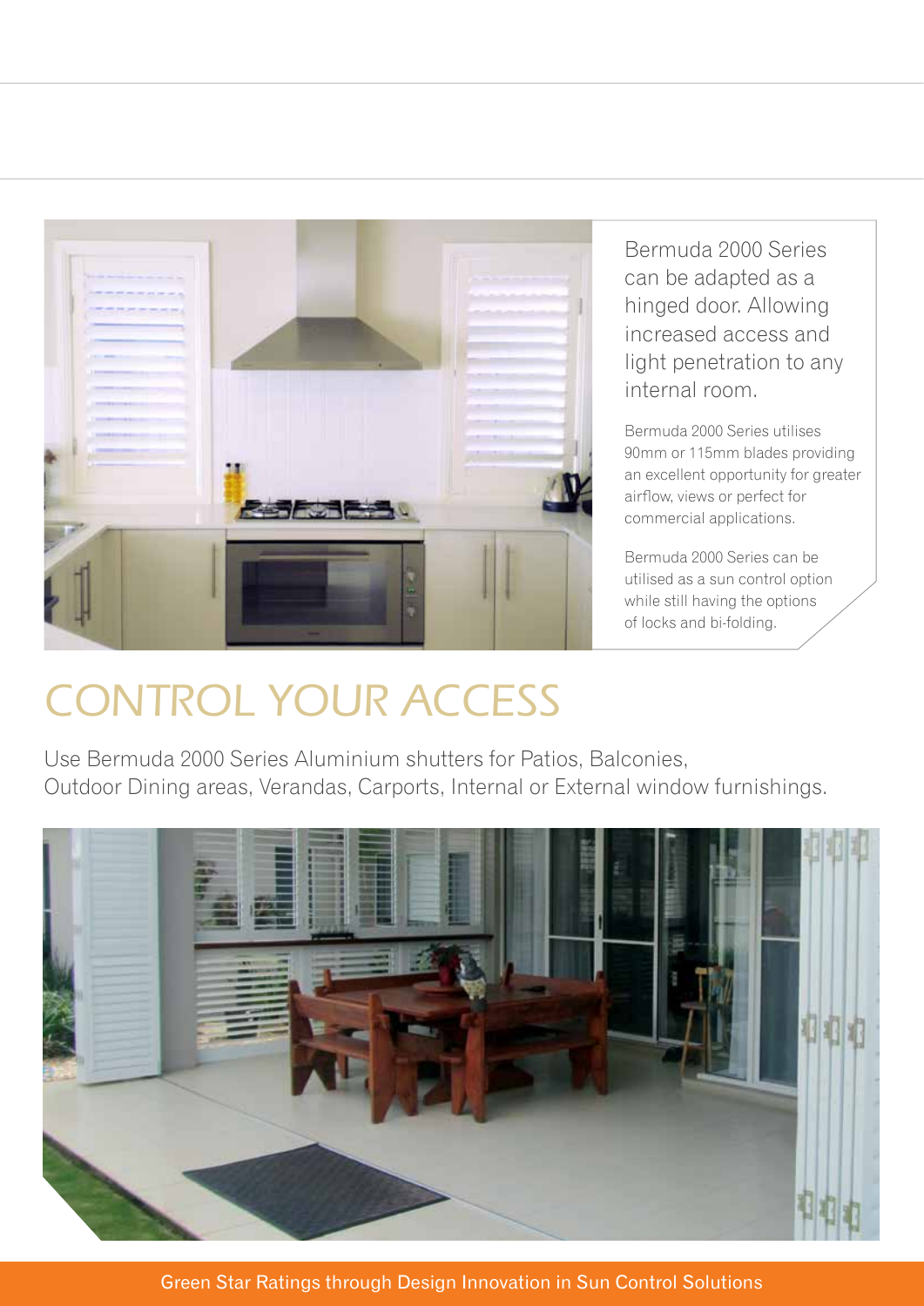Bermuda 2000 Series can be adapted as a hinged door. Allowing increased access and light penetration to any internal room.

Bermuda 2000 Series utilises 90mm or 115mm blades providing an excellent opportunity for greater airflow, views or perfect for commercial applications.

Bermuda 2000 Series can be utilised as a sun control option while still having the options of locks and bi-folding.

# CONTROL YOUR ACCESS

Use Bermuda 2000 Series Aluminium shutters for Patios, Balconies, Outdoor Dining areas, Verandas, Carports, Internal or External window furnishings.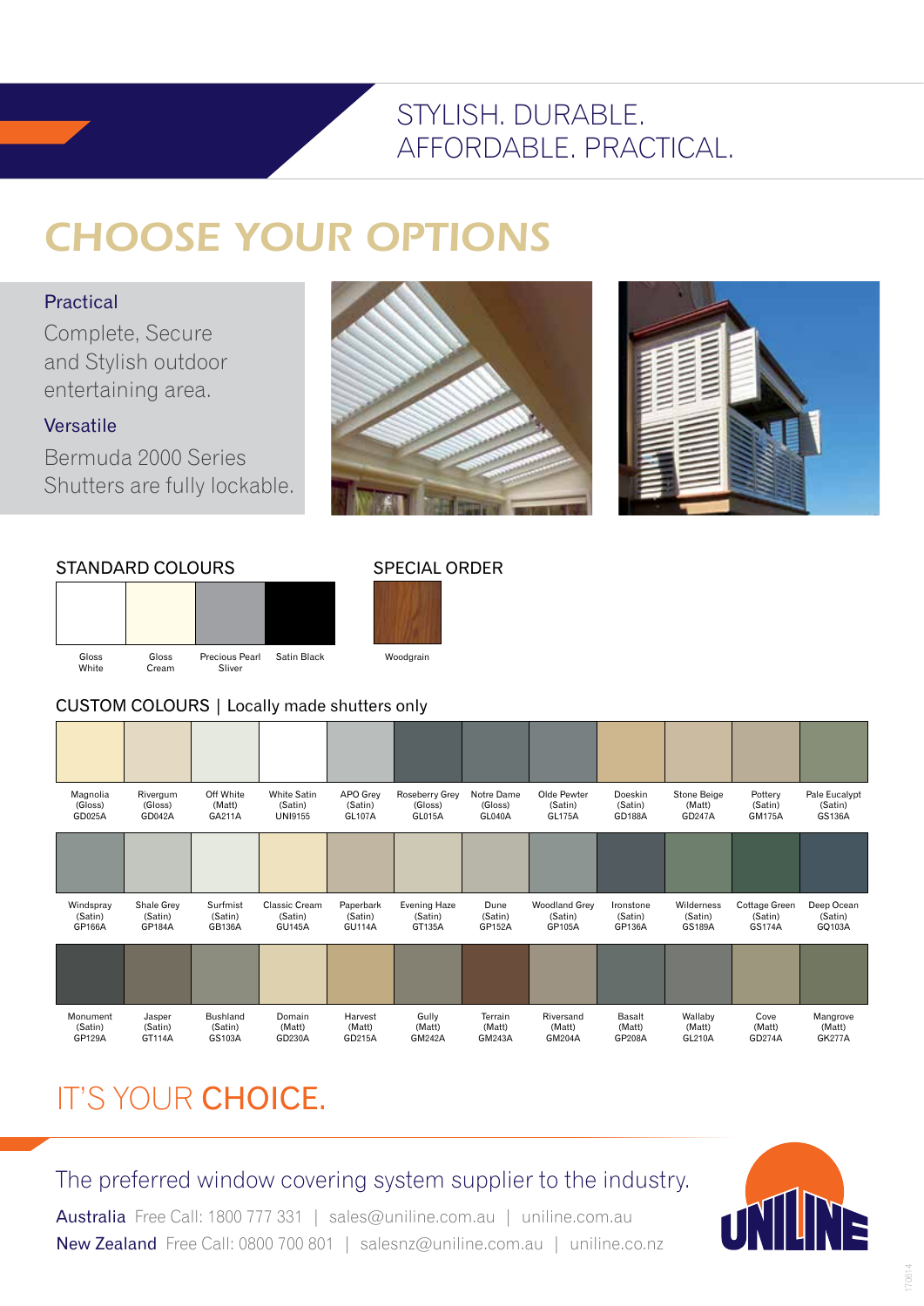STYLISH. DURABLE.
AFFORDABLE. PRACTICAL.

# CHOOSE YOUR OPTIONS

### Practical

Complete, Secure and Stylish outdoor entertaining area.

### Versatile

Bermuda 2000 Series Shutters are fully lockable.

## STANDARD COLOURS

Gloss White | Gloss Cream | Precious Pearl Sliver | Satin Black

## SPECIAL ORDER

Woodgrain

## CUSTOM COLOURS | Locally made shutters only

| | | | | | | | | | | | |
|---|---|---|---|---|---|---|---|---|---|---|---|
| Magnolia (Gloss) GD025A | Rivergum (Gloss) GD042A | Off White (Matt) GA211A | White Satin (Satin) UNI9155 | APO Grey (Satin) GL107A | Roseberry Grey (Gloss) GL015A | Notre Dame (Gloss) GL040A | Olde Pewter (Satin) GL175A | Doeskin (Satin) GD188A | Stone Beige (Matt) GD247A | Pottery (Satin) GM175A | Pale Eucalypt (Satin) GS136A |
| Windspray (Satin) GP166A | Shale Grey (Satin) GP184A | Surfmist (Satin) GB136A | Classic Cream (Satin) GU145A | Paperbark (Satin) GU114A | Evening Haze (Satin) GT135A | Dune (Satin) GP152A | Woodland Grey (Satin) GP105A | Ironstone (Satin) GP136A | Wilderness (Satin) GS189A | Cottage Green (Satin) GS174A | Deep Ocean (Satin) GQ103A |
| Monument (Satin) GP129A | Jasper (Satin) GT114A | Bushland (Satin) GS103A | Domain (Matt) GD230A | Harvest (Matt) GD215A | Gully (Matt) GM242A | Terrain (Matt) GM243A | Riversand (Matt) GM204A | Basalt (Matt) GP208A | Wallaby (Matt) GL210A | Cove (Matt) GD274A | Mangrove (Matt) GK277A |

# IT'S YOUR CHOICE.

The preferred window covering system supplier to the industry.

**Australia** Free Call: 1800 777 331 | sales@uniline.com.au | uniline.com.au

**New Zealand** Free Call: 0800 700 801 | salesnz@uniline.com.au | uniline.co.nz

UNILINE

170614